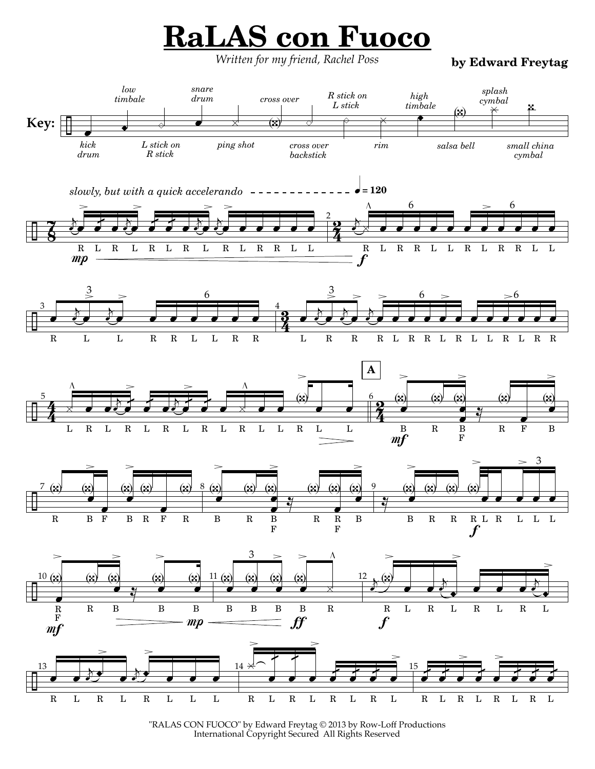# RaLAS con Fuoco

*Written for my friend, Rachel Poss*

**by Edward Freytag**

"RALAS CON FUOCO" by Edward Freytag © 2013 by Row-Loff Productions
International Copyright Secured All Rights Reserved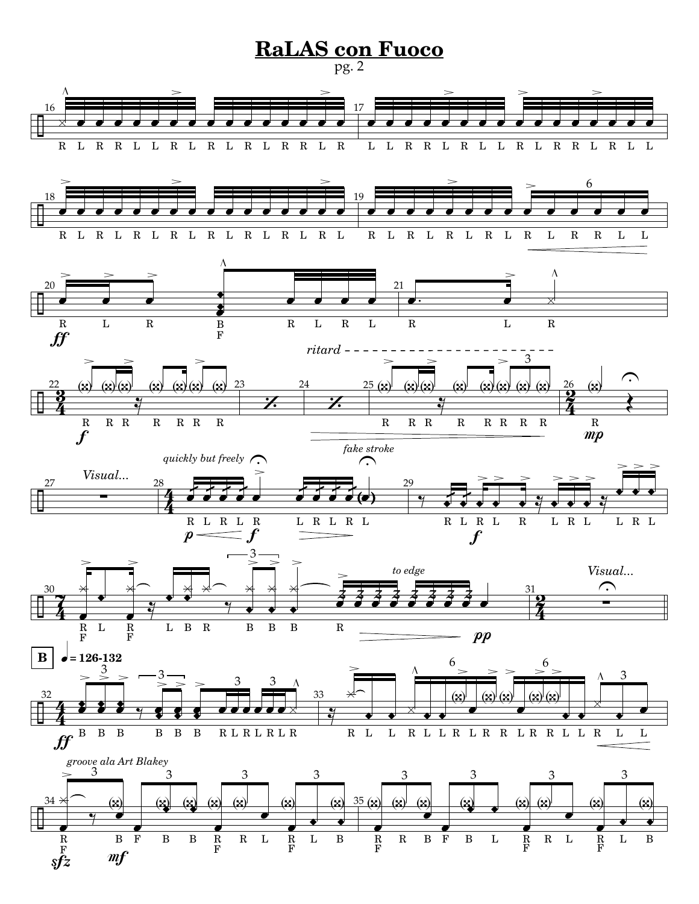# RaLAS con Fuoco

pg. 2

*ritard*

*Visual...*

*quickly but freely*

*fake stroke*

*to edge*

*Visual...*

**B** ♩ = 126-132

*groove ala Art Blakey*